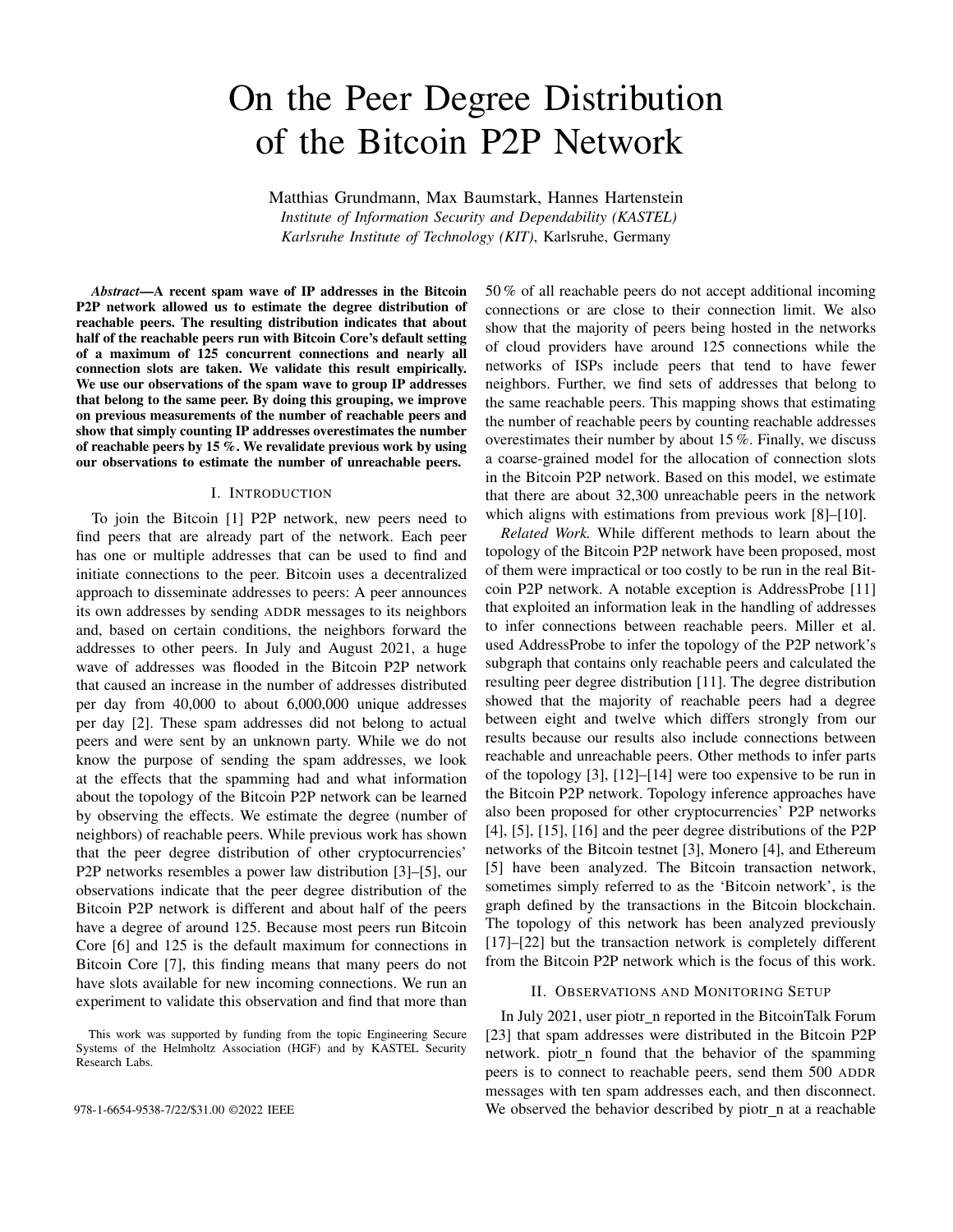# On the Peer Degree Distribution of the Bitcoin P2P Network

Matthias Grundmann, Max Baumstark, Hannes Hartenstein
*Institute of Information Security and Dependability (KASTEL)*
*Karlsruhe Institute of Technology (KIT)*, Karlsruhe, Germany

***Abstract*—A recent spam wave of IP addresses in the Bitcoin P2P network allowed us to estimate the degree distribution of reachable peers. The resulting distribution indicates that about half of the reachable peers run with Bitcoin Core's default setting of a maximum of 125 concurrent connections and nearly all connection slots are taken. We validate this result empirically. We use our observations of the spam wave to group IP addresses that belong to the same peer. By doing this grouping, we improve on previous measurements of the number of reachable peers and show that simply counting IP addresses overestimates the number of reachable peers by 15 %. We revalidate previous work by using our observations to estimate the number of unreachable peers.**

## I. Introduction

To join the Bitcoin [1] P2P network, new peers need to find peers that are already part of the network. Each peer has one or multiple addresses that can be used to find and initiate connections to the peer. Bitcoin uses a decentralized approach to disseminate addresses to peers: A peer announces its own addresses by sending ADDR messages to its neighbors and, based on certain conditions, the neighbors forward the addresses to other peers. In July and August 2021, a huge wave of addresses was flooded in the Bitcoin P2P network that caused an increase in the number of addresses distributed per day from 40,000 to about 6,000,000 unique addresses per day [2]. These spam addresses did not belong to actual peers and were sent by an unknown party. While we do not know the purpose of sending the spam addresses, we look at the effects that the spamming had and what information about the topology of the Bitcoin P2P network can be learned by observing the effects. We estimate the degree (number of neighbors) of reachable peers. While previous work has shown that the peer degree distribution of other cryptocurrencies' P2P networks resembles a power law distribution [3]–[5], our observations indicate that the peer degree distribution of the Bitcoin P2P network is different and about half of the peers have a degree of around 125. Because most peers run Bitcoin Core [6] and 125 is the default maximum for connections in Bitcoin Core [7], this finding means that many peers do not have slots available for new incoming connections. We run an experiment to validate this observation and find that more than 50 % of all reachable peers do not accept additional incoming connections or are close to their connection limit. We also show that the majority of peers being hosted in the networks of cloud providers have around 125 connections while the networks of ISPs include peers that tend to have fewer neighbors. Further, we find sets of addresses that belong to the same reachable peers. This mapping shows that estimating the number of reachable peers by counting reachable addresses overestimates their number by about 15 %. Finally, we discuss a coarse-grained model for the allocation of connection slots in the Bitcoin P2P network. Based on this model, we estimate that there are about 32,300 unreachable peers in the network which aligns with estimations from previous work [8]–[10].

*Related Work.* While different methods to learn about the topology of the Bitcoin P2P network have been proposed, most of them were impractical or too costly to be run in the real Bitcoin P2P network. A notable exception is AddressProbe [11] that exploited an information leak in the handling of addresses to infer connections between reachable peers. Miller et al. used AddressProbe to infer the topology of the P2P network's subgraph that contains only reachable peers and calculated the resulting peer degree distribution [11]. The degree distribution showed that the majority of reachable peers had a degree between eight and twelve which differs strongly from our results because our results also include connections between reachable and unreachable peers. Other methods to infer parts of the topology [3], [12]–[14] were too expensive to be run in the Bitcoin P2P network. Topology inference approaches have also been proposed for other cryptocurrencies' P2P networks [4], [5], [15], [16] and the peer degree distributions of the P2P networks of the Bitcoin testnet [3], Monero [4], and Ethereum [5] have been analyzed. The Bitcoin transaction network, sometimes simply referred to as the 'Bitcoin network', is the graph defined by the transactions in the Bitcoin blockchain. The topology of this network has been analyzed previously [17]–[22] but the transaction network is completely different from the Bitcoin P2P network which is the focus of this work.

## II. Observations and Monitoring Setup

In July 2021, user piotr_n reported in the BitcoinTalk Forum [23] that spam addresses were distributed in the Bitcoin P2P network. piotr_n found that the behavior of the spamming peers is to connect to reachable peers, send them 500 ADDR messages with ten spam addresses each, and then disconnect. We observed the behavior described by piotr_n at a reachable

This work was supported by funding from the topic Engineering Secure Systems of the Helmholtz Association (HGF) and by KASTEL Security Research Labs.

978-1-6654-9538-7/22/$31.00 ©2022 IEEE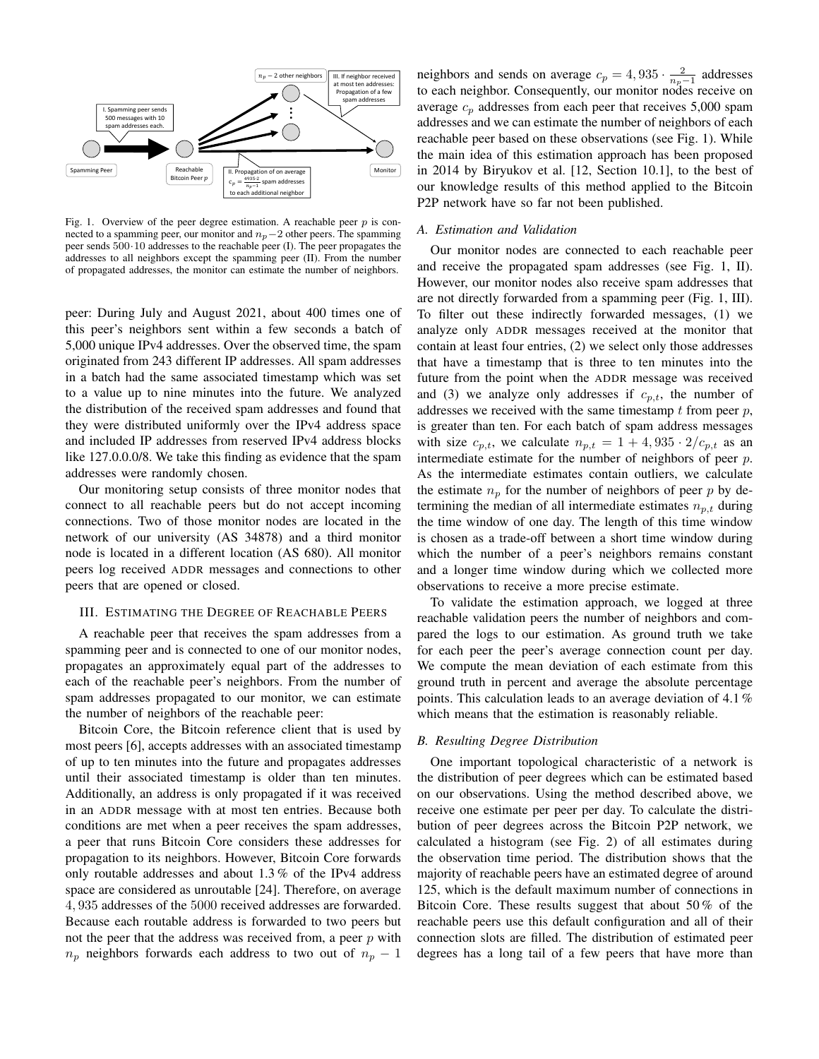Fig. 1. Overview of the peer degree estimation. A reachable peer $p$ is connected to a spamming peer, our monitor and $n_p - 2$ other peers. The spamming peer sends $500 \cdot 10$ addresses to the reachable peer (I). The peer propagates the addresses to all neighbors except the spamming peer (II). From the number of propagated addresses, the monitor can estimate the number of neighbors.

peer: During July and August 2021, about 400 times one of this peer's neighbors sent within a few seconds a batch of 5,000 unique IPv4 addresses. Over the observed time, the spam originated from 243 different IP addresses. All spam addresses in a batch had the same associated timestamp which was set to a value up to nine minutes into the future. We analyzed the distribution of the received spam addresses and found that they were distributed uniformly over the IPv4 address space and included IP addresses from reserved IPv4 address blocks like 127.0.0.0/8. We take this finding as evidence that the spam addresses were randomly chosen.

Our monitoring setup consists of three monitor nodes that connect to all reachable peers but do not accept incoming connections. Two of those monitor nodes are located in the network of our university (AS 34878) and a third monitor node is located in a different location (AS 680). All monitor peers log received ADDR messages and connections to other peers that are opened or closed.

## III. Estimating the Degree of Reachable Peers

A reachable peer that receives the spam addresses from a spamming peer and is connected to one of our monitor nodes, propagates an approximately equal part of the addresses to each of the reachable peer's neighbors. From the number of spam addresses propagated to our monitor, we can estimate the number of neighbors of the reachable peer:

Bitcoin Core, the Bitcoin reference client that is used by most peers [6], accepts addresses with an associated timestamp of up to ten minutes into the future and propagates addresses until their associated timestamp is older than ten minutes. Additionally, an address is only propagated if it was received in an ADDR message with at most ten entries. Because both conditions are met when a peer receives the spam addresses, a peer that runs Bitcoin Core considers these addresses for propagation to its neighbors. However, Bitcoin Core forwards only routable addresses and about 1.3 % of the IPv4 address space are considered as unroutable [24]. Therefore, on average $4,935$ addresses of the $5000$ received addresses are forwarded. Because each routable address is forwarded to two peers but not the peer that the address was received from, a peer $p$ with $n_p$ neighbors forwards each address to two out of $n_p - 1$ neighbors and sends on average $c_p = 4,935 \cdot \frac{2}{n_p - 1}$ addresses to each neighbor. Consequently, our monitor nodes receive on average $c_p$ addresses from each peer that receives 5,000 spam addresses and we can estimate the number of neighbors of each reachable peer based on these observations (see Fig. 1). While the main idea of this estimation approach has been proposed in 2014 by Biryukov et al. [12, Section 10.1], to the best of our knowledge results of this method applied to the Bitcoin P2P network have so far not been published.

### A. Estimation and Validation

Our monitor nodes are connected to each reachable peer and receive the propagated spam addresses (see Fig. 1, II). However, our monitor nodes also receive spam addresses that are not directly forwarded from a spamming peer (Fig. 1, III). To filter out these indirectly forwarded messages, (1) we analyze only ADDR messages received at the monitor that contain at least four entries, (2) we select only those addresses that have a timestamp that is three to ten minutes into the future from the point when the ADDR message was received and (3) we analyze only addresses if $c_{p,t}$, the number of addresses we received with the same timestamp $t$ from peer $p$, is greater than ten. For each batch of spam address messages with size $c_{p,t}$, we calculate $n_{p,t} = 1 + 4,935 \cdot 2/c_{p,t}$ as an intermediate estimate for the number of neighbors of peer $p$. As the intermediate estimates contain outliers, we calculate the estimate $n_p$ for the number of neighbors of peer $p$ by determining the median of all intermediate estimates $n_{p,t}$ during the time window of one day. The length of this time window is chosen as a trade-off between a short time window during which the number of a peer's neighbors remains constant and a longer time window during which we collected more observations to receive a more precise estimate.

To validate the estimation approach, we logged at three reachable validation peers the number of neighbors and compared the logs to our estimation. As ground truth we take for each peer the peer's average connection count per day. We compute the mean deviation of each estimate from this ground truth in percent and average the absolute percentage points. This calculation leads to an average deviation of 4.1 % which means that the estimation is reasonably reliable.

### B. Resulting Degree Distribution

One important topological characteristic of a network is the distribution of peer degrees which can be estimated based on our observations. Using the method described above, we receive one estimate per peer per day. To calculate the distribution of peer degrees across the Bitcoin P2P network, we calculated a histogram (see Fig. 2) of all estimates during the observation time period. The distribution shows that the majority of reachable peers have an estimated degree of around 125, which is the default maximum number of connections in Bitcoin Core. These results suggest that about 50 % of the reachable peers use this default configuration and all of their connection slots are filled. The distribution of estimated peer degrees has a long tail of a few peers that have more than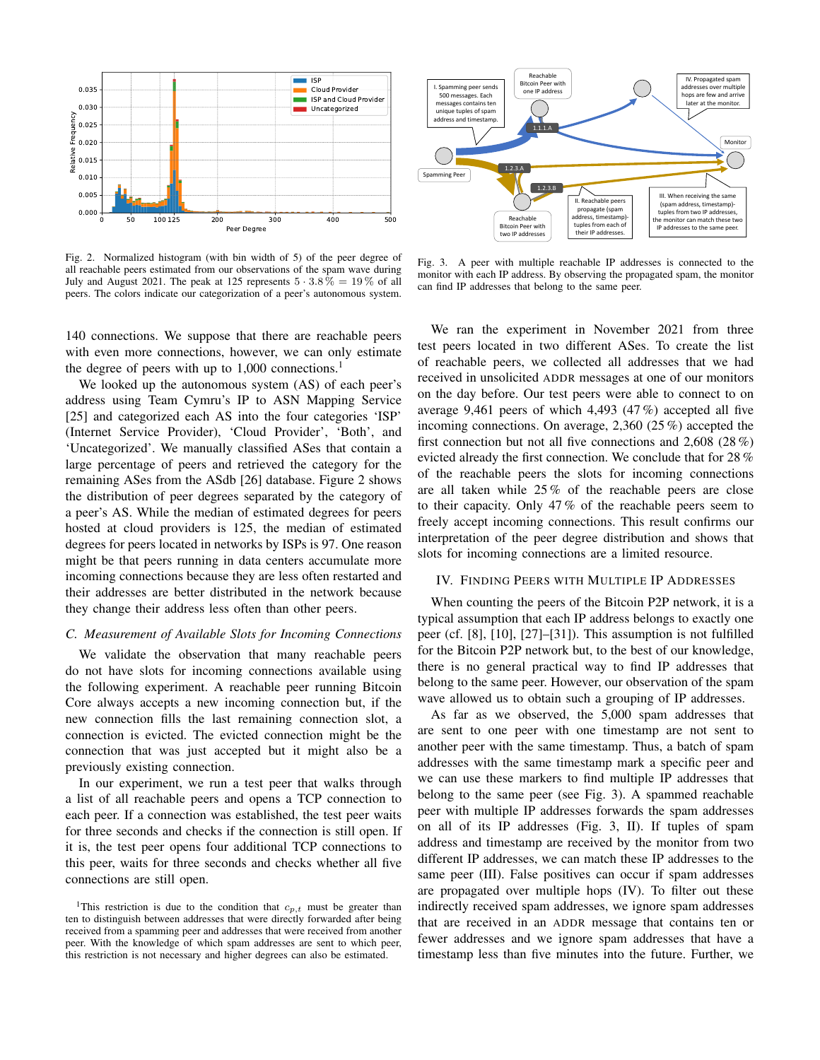Fig. 2. Normalized histogram (with bin width of 5) of the peer degree of all reachable peers estimated from our observations of the spam wave during July and August 2021. The peak at 125 represents $5 \cdot 3.8\,\% = 19\,\%$ of all peers. The colors indicate our categorization of a peer's autonomous system.

Fig. 3. A peer with multiple reachable IP addresses is connected to the monitor with each IP address. By observing the propagated spam, the monitor can find IP addresses that belong to the same peer.

140 connections. We suppose that there are reachable peers with even more connections, however, we can only estimate the degree of peers with up to 1,000 connections.[1]

We looked up the autonomous system (AS) of each peer's address using Team Cymru's IP to ASN Mapping Service [25] and categorized each AS into the four categories 'ISP' (Internet Service Provider), 'Cloud Provider', 'Both', and 'Uncategorized'. We manually classified ASes that contain a large percentage of peers and retrieved the category for the remaining ASes from the ASdb [26] database. Figure 2 shows the distribution of peer degrees separated by the category of a peer's AS. While the median of estimated degrees for peers hosted at cloud providers is 125, the median of estimated degrees for peers located in networks by ISPs is 97. One reason might be that peers running in data centers accumulate more incoming connections because they are less often restarted and their addresses are better distributed in the network because they change their address less often than other peers.

### C. Measurement of Available Slots for Incoming Connections

We validate the observation that many reachable peers do not have slots for incoming connections available using the following experiment. A reachable peer running Bitcoin Core always accepts a new incoming connection but, if the new connection fills the last remaining connection slot, a connection is evicted. The evicted connection might be the connection that was just accepted but it might also be a previously existing connection.

In our experiment, we run a test peer that walks through a list of all reachable peers and opens a TCP connection to each peer. If a connection was established, the test peer waits for three seconds and checks if the connection is still open. If it is, the test peer opens four additional TCP connections to this peer, waits for three seconds and checks whether all five connections are still open.

[1] This restriction is due to the condition that $c_{p,t}$ must be greater than ten to distinguish between addresses that were directly forwarded after being received from a spamming peer and addresses that were received from another peer. With the knowledge of which spam addresses are sent to which peer, this restriction is not necessary and higher degrees can also be estimated.

We ran the experiment in November 2021 from three test peers located in two different ASes. To create the list of reachable peers, we collected all addresses that we had received in unsolicited ADDR messages at one of our monitors on the day before. Our test peers were able to connect to on average 9,461 peers of which 4,493 (47 %) accepted all five incoming connections. On average, 2,360 (25 %) accepted the first connection but not all five connections and 2,608 (28 %) evicted already the first connection. We conclude that for 28 % of the reachable peers the slots for incoming connections are all taken while 25 % of the reachable peers are close to their capacity. Only 47 % of the reachable peers seem to freely accept incoming connections. This result confirms our interpretation of the peer degree distribution and shows that slots for incoming connections are a limited resource.

## IV. Finding Peers with Multiple IP Addresses

When counting the peers of the Bitcoin P2P network, it is a typical assumption that each IP address belongs to exactly one peer (cf. [8], [10], [27]–[31]). This assumption is not fulfilled for the Bitcoin P2P network but, to the best of our knowledge, there is no general practical way to find IP addresses that belong to the same peer. However, our observation of the spam wave allowed us to obtain such a grouping of IP addresses.

As far as we observed, the 5,000 spam addresses that are sent to one peer with one timestamp are not sent to another peer with the same timestamp. Thus, a batch of spam addresses with the same timestamp mark a specific peer and we can use these markers to find multiple IP addresses that belong to the same peer (see Fig. 3). A spammed reachable peer with multiple IP addresses forwards the spam addresses on all of its IP addresses (Fig. 3, II). If tuples of spam address and timestamp are received by the monitor from two different IP addresses, we can match these IP addresses to the same peer (III). False positives can occur if spam addresses are propagated over multiple hops (IV). To filter out these indirectly received spam addresses, we ignore spam addresses that are received in an ADDR message that contains ten or fewer addresses and we ignore spam addresses that have a timestamp less than five minutes into the future. Further, we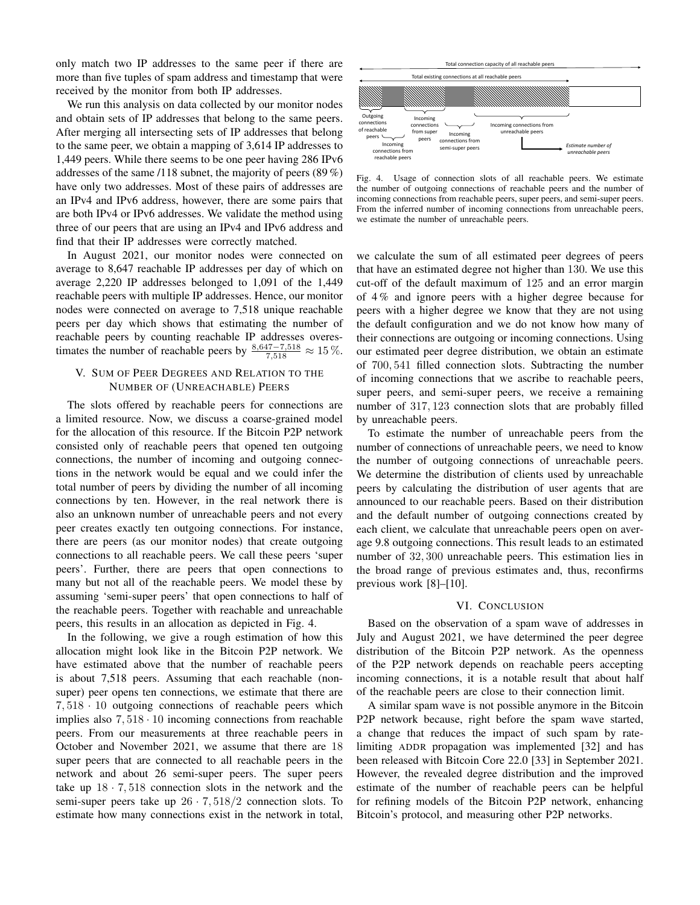only match two IP addresses to the same peer if there are more than five tuples of spam address and timestamp that were received by the monitor from both IP addresses.

We run this analysis on data collected by our monitor nodes and obtain sets of IP addresses that belong to the same peers. After merging all intersecting sets of IP addresses that belong to the same peer, we obtain a mapping of 3,614 IP addresses to 1,449 peers. While there seems to be one peer having 286 IPv6 addresses of the same /118 subnet, the majority of peers (89 %) have only two addresses. Most of these pairs of addresses are an IPv4 and IPv6 address, however, there are some pairs that are both IPv4 or IPv6 addresses. We validate the method using three of our peers that are using an IPv4 and IPv6 address and find that their IP addresses were correctly matched.

In August 2021, our monitor nodes were connected on average to 8,647 reachable IP addresses per day of which on average 2,220 IP addresses belonged to 1,091 of the 1,449 reachable peers with multiple IP addresses. Hence, our monitor nodes were connected on average to 7,518 unique reachable peers per day which shows that estimating the number of reachable peers by counting reachable IP addresses overestimates the number of reachable peers by $\frac{8{,}647-7{,}518}{7{,}518} \approx 15\,\%$.

## V. Sum of Peer Degrees and Relation to the Number of (Unreachable) Peers

The slots offered by reachable peers for connections are a limited resource. Now, we discuss a coarse-grained model for the allocation of this resource. If the Bitcoin P2P network consisted only of reachable peers that opened ten outgoing connections, the number of incoming and outgoing connections in the network would be equal and we could infer the total number of peers by dividing the number of all incoming connections by ten. However, in the real network there is also an unknown number of unreachable peers and not every peer creates exactly ten outgoing connections. For instance, there are peers (as our monitor nodes) that create outgoing connections to all reachable peers. We call these peers 'super peers'. Further, there are peers that open connections to many but not all of the reachable peers. We model these by assuming 'semi-super peers' that open connections to half of the reachable peers. Together with reachable and unreachable peers, this results in an allocation as depicted in Fig. 4.

In the following, we give a rough estimation of how this allocation might look like in the Bitcoin P2P network. We have estimated above that the number of reachable peers is about 7,518 peers. Assuming that each reachable (non-super) peer opens ten connections, we estimate that there are $7,518 \cdot 10$ outgoing connections of reachable peers which implies also $7,518 \cdot 10$ incoming connections from reachable peers. From our measurements at three reachable peers in October and November 2021, we assume that there are 18 super peers that are connected to all reachable peers in the network and about 26 semi-super peers. The super peers take up $18 \cdot 7,518$ connection slots in the network and the semi-super peers take up $26 \cdot 7,518/2$ connection slots. To estimate how many connections exist in the network in total,

Total connection capacity of all reachable peers

Total existing connections at all reachable peers

Outgoing connections of reachable peers | Incoming connections from reachable peers | Incoming connections from super peers | Incoming connections from semi-super peers | Incoming connections from unreachable peers → *Estimate number of unreachable peers*

Fig. 4. Usage of connection slots of all reachable peers. We estimate the number of outgoing connections of reachable peers and the number of incoming connections from reachable peers, super peers, and semi-super peers. From the inferred number of incoming connections from unreachable peers, we estimate the number of unreachable peers.

we calculate the sum of all estimated peer degrees of peers that have an estimated degree not higher than 130. We use this cut-off of the default maximum of 125 and an error margin of 4 % and ignore peers with a higher degree because for peers with a higher degree we know that they are not using the default configuration and we do not know how many of their connections are outgoing or incoming connections. Using our estimated peer degree distribution, we obtain an estimate of $700,541$ filled connection slots. Subtracting the number of incoming connections that we ascribe to reachable peers, super peers, and semi-super peers, we receive a remaining number of $317,123$ connection slots that are probably filled by unreachable peers.

To estimate the number of unreachable peers from the number of connections of unreachable peers, we need to know the number of outgoing connections of unreachable peers. We determine the distribution of clients used by unreachable peers by calculating the distribution of user agents that are announced to our reachable peers. Based on their distribution and the default number of outgoing connections created by each client, we calculate that unreachable peers open on average 9.8 outgoing connections. This result leads to an estimated number of $32,300$ unreachable peers. This estimation lies in the broad range of previous estimates and, thus, reconfirms previous work [8]–[10].

## VI. Conclusion

Based on the observation of a spam wave of addresses in July and August 2021, we have determined the peer degree distribution of the Bitcoin P2P network. As the openness of the P2P network depends on reachable peers accepting incoming connections, it is a notable result that about half of the reachable peers are close to their connection limit.

A similar spam wave is not possible anymore in the Bitcoin P2P network because, right before the spam wave started, a change that reduces the impact of such spam by rate-limiting ADDR propagation was implemented [32] and has been released with Bitcoin Core 22.0 [33] in September 2021. However, the revealed degree distribution and the improved estimate of the number of reachable peers can be helpful for refining models of the Bitcoin P2P network, enhancing Bitcoin's protocol, and measuring other P2P networks.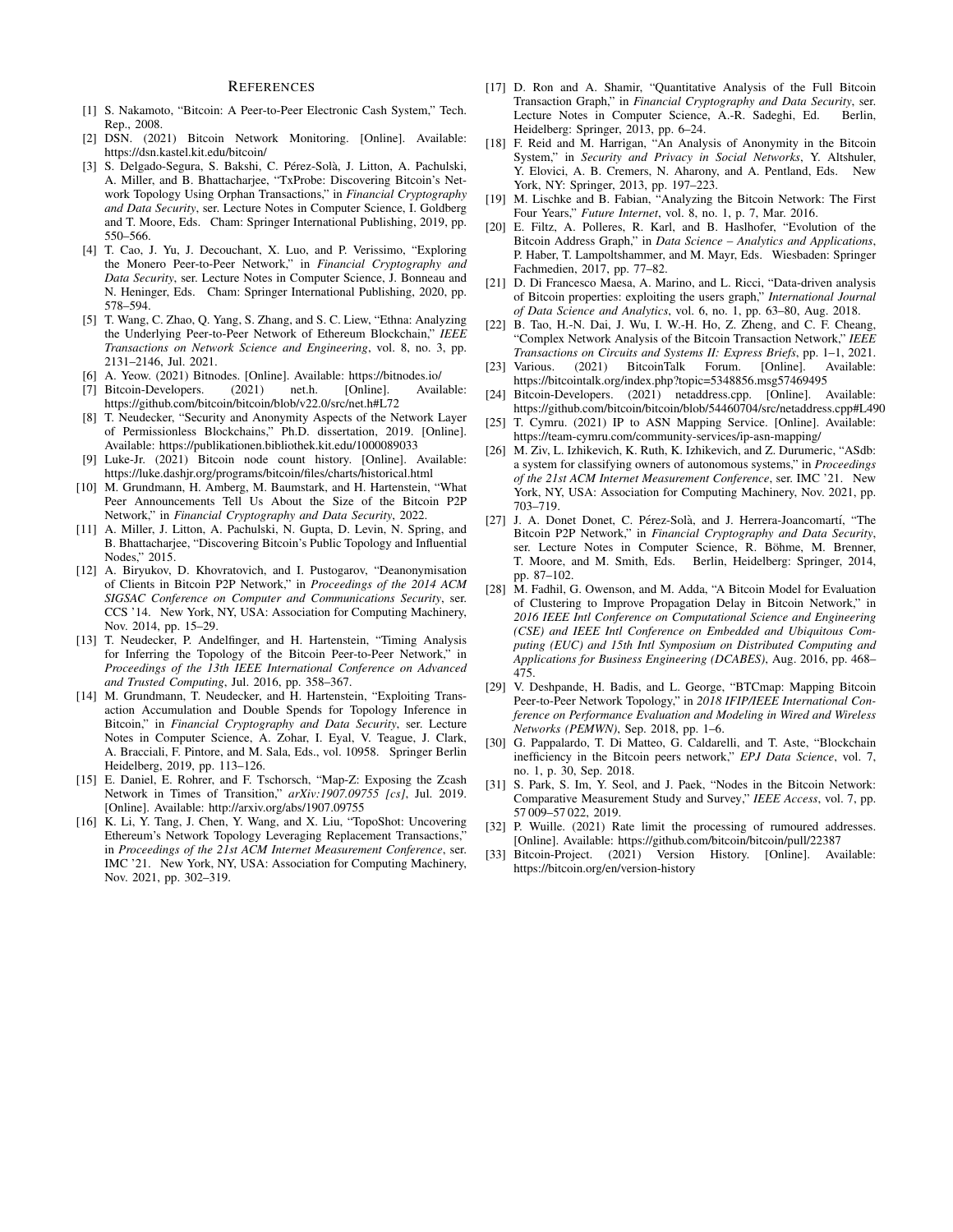## References

[1] S. Nakamoto, "Bitcoin: A Peer-to-Peer Electronic Cash System," Tech. Rep., 2008.

[2] DSN. (2021) Bitcoin Network Monitoring. [Online]. Available: https://dsn.kastel.kit.edu/bitcoin/

[3] S. Delgado-Segura, S. Bakshi, C. Pérez-Solà, J. Litton, A. Pachulski, A. Miller, and B. Bhattacharjee, "TxProbe: Discovering Bitcoin's Network Topology Using Orphan Transactions," in *Financial Cryptography and Data Security*, ser. Lecture Notes in Computer Science, I. Goldberg and T. Moore, Eds. Cham: Springer International Publishing, 2019, pp. 550–566.

[4] T. Cao, J. Yu, J. Decouchant, X. Luo, and P. Verissimo, "Exploring the Monero Peer-to-Peer Network," in *Financial Cryptography and Data Security*, ser. Lecture Notes in Computer Science, J. Bonneau and N. Heninger, Eds. Cham: Springer International Publishing, 2020, pp. 578–594.

[5] T. Wang, C. Zhao, Q. Yang, S. Zhang, and S. C. Liew, "Ethna: Analyzing the Underlying Peer-to-Peer Network of Ethereum Blockchain," *IEEE Transactions on Network Science and Engineering*, vol. 8, no. 3, pp. 2131–2146, Jul. 2021.

[6] A. Yeow. (2021) Bitnodes. [Online]. Available: https://bitnodes.io/

[7] Bitcoin-Developers. (2021) net.h. [Online]. Available: https://github.com/bitcoin/bitcoin/blob/v22.0/src/net.h#L72

[8] T. Neudecker, "Security and Anonymity Aspects of the Network Layer of Permissionless Blockchains," Ph.D. dissertation, 2019. [Online]. Available: https://publikationen.bibliothek.kit.edu/1000089033

[9] Luke-Jr. (2021) Bitcoin node count history. [Online]. Available: https://luke.dashjr.org/programs/bitcoin/files/charts/historical.html

[10] M. Grundmann, H. Amberg, M. Baumstark, and H. Hartenstein, "What Peer Announcements Tell Us About the Size of the Bitcoin P2P Network," in *Financial Cryptography and Data Security*, 2022.

[11] A. Miller, J. Litton, A. Pachulski, N. Gupta, D. Levin, N. Spring, and B. Bhattacharjee, "Discovering Bitcoin's Public Topology and Influential Nodes," 2015.

[12] A. Biryukov, D. Khovratovich, and I. Pustogarov, "Deanonymisation of Clients in Bitcoin P2P Network," in *Proceedings of the 2014 ACM SIGSAC Conference on Computer and Communications Security*, ser. CCS '14. New York, NY, USA: Association for Computing Machinery, Nov. 2014, pp. 15–29.

[13] T. Neudecker, P. Andelfinger, and H. Hartenstein, "Timing Analysis for Inferring the Topology of the Bitcoin Peer-to-Peer Network," in *Proceedings of the 13th IEEE International Conference on Advanced and Trusted Computing*, Jul. 2016, pp. 358–367.

[14] M. Grundmann, T. Neudecker, and H. Hartenstein, "Exploiting Transaction Accumulation and Double Spends for Topology Inference in Bitcoin," in *Financial Cryptography and Data Security*, ser. Lecture Notes in Computer Science, A. Zohar, I. Eyal, V. Teague, J. Clark, A. Bracciali, F. Pintore, and M. Sala, Eds., vol. 10958. Springer Berlin Heidelberg, 2019, pp. 113–126.

[15] E. Daniel, E. Rohrer, and F. Tschorsch, "Map-Z: Exposing the Zcash Network in Times of Transition," *arXiv:1907.09755 [cs]*, Jul. 2019. [Online]. Available: http://arxiv.org/abs/1907.09755

[16] K. Li, Y. Tang, J. Chen, Y. Wang, and X. Liu, "TopoShot: Uncovering Ethereum's Network Topology Leveraging Replacement Transactions," in *Proceedings of the 21st ACM Internet Measurement Conference*, ser. IMC '21. New York, NY, USA: Association for Computing Machinery, Nov. 2021, pp. 302–319.

[17] D. Ron and A. Shamir, "Quantitative Analysis of the Full Bitcoin Transaction Graph," in *Financial Cryptography and Data Security*, ser. Lecture Notes in Computer Science, A.-R. Sadeghi, Ed. Berlin, Heidelberg: Springer, 2013, pp. 6–24.

[18] F. Reid and M. Harrigan, "An Analysis of Anonymity in the Bitcoin System," in *Security and Privacy in Social Networks*, Y. Altshuler, Y. Elovici, A. B. Cremers, N. Aharony, and A. Pentland, Eds. New York, NY: Springer, 2013, pp. 197–223.

[19] M. Lischke and B. Fabian, "Analyzing the Bitcoin Network: The First Four Years," *Future Internet*, vol. 8, no. 1, p. 7, Mar. 2016.

[20] E. Filtz, A. Polleres, R. Karl, and B. Haslhofer, "Evolution of the Bitcoin Address Graph," in *Data Science – Analytics and Applications*, P. Haber, T. Lampoltshammer, and M. Mayr, Eds. Wiesbaden: Springer Fachmedien, 2017, pp. 77–82.

[21] D. Di Francesco Maesa, A. Marino, and L. Ricci, "Data-driven analysis of Bitcoin properties: exploiting the users graph," *International Journal of Data Science and Analytics*, vol. 6, no. 1, pp. 63–80, Aug. 2018.

[22] B. Tao, H.-N. Dai, J. Wu, I. W.-H. Ho, Z. Zheng, and C. F. Cheang, "Complex Network Analysis of the Bitcoin Transaction Network," *IEEE Transactions on Circuits and Systems II: Express Briefs*, pp. 1–1, 2021.

[23] Various. (2021) BitcoinTalk Forum. [Online]. Available: https://bitcointalk.org/index.php?topic=5348856.msg57469495

[24] Bitcoin-Developers. (2021) netaddress.cpp. [Online]. Available: https://github.com/bitcoin/bitcoin/blob/54460704/src/netaddress.cpp#L490

[25] T. Cymru. (2021) IP to ASN Mapping Service. [Online]. Available: https://team-cymru.com/community-services/ip-asn-mapping/

[26] M. Ziv, L. Izhikevich, K. Ruth, K. Izhikevich, and Z. Durumeric, "ASdb: a system for classifying owners of autonomous systems," in *Proceedings of the 21st ACM Internet Measurement Conference*, ser. IMC '21. New York, NY, USA: Association for Computing Machinery, Nov. 2021, pp. 703–719.

[27] J. A. Donet Donet, C. Pérez-Solà, and J. Herrera-Joancomartí, "The Bitcoin P2P Network," in *Financial Cryptography and Data Security*, ser. Lecture Notes in Computer Science, R. Böhme, M. Brenner, T. Moore, and M. Smith, Eds. Berlin, Heidelberg: Springer, 2014, pp. 87–102.

[28] M. Fadhil, G. Owenson, and M. Adda, "A Bitcoin Model for Evaluation of Clustering to Improve Propagation Delay in Bitcoin Network," in *2016 IEEE Intl Conference on Computational Science and Engineering (CSE) and IEEE Intl Conference on Embedded and Ubiquitous Computing (EUC) and 15th Intl Symposium on Distributed Computing and Applications for Business Engineering (DCABES)*, Aug. 2016, pp. 468–475.

[29] V. Deshpande, H. Badis, and L. George, "BTCmap: Mapping Bitcoin Peer-to-Peer Network Topology," in *2018 IFIP/IEEE International Conference on Performance Evaluation and Modeling in Wired and Wireless Networks (PEMWN)*, Sep. 2018, pp. 1–6.

[30] G. Pappalardo, T. Di Matteo, G. Caldarelli, and T. Aste, "Blockchain inefficiency in the Bitcoin peers network," *EPJ Data Science*, vol. 7, no. 1, p. 30, Sep. 2018.

[31] S. Park, S. Im, Y. Seol, and J. Paek, "Nodes in the Bitcoin Network: Comparative Measurement Study and Survey," *IEEE Access*, vol. 7, pp. 57 009–57 022, 2019.

[32] P. Wuille. (2021) Rate limit the processing of rumoured addresses. [Online]. Available: https://github.com/bitcoin/bitcoin/pull/22387

[33] Bitcoin-Project. (2021) Version History. [Online]. Available: https://bitcoin.org/en/version-history